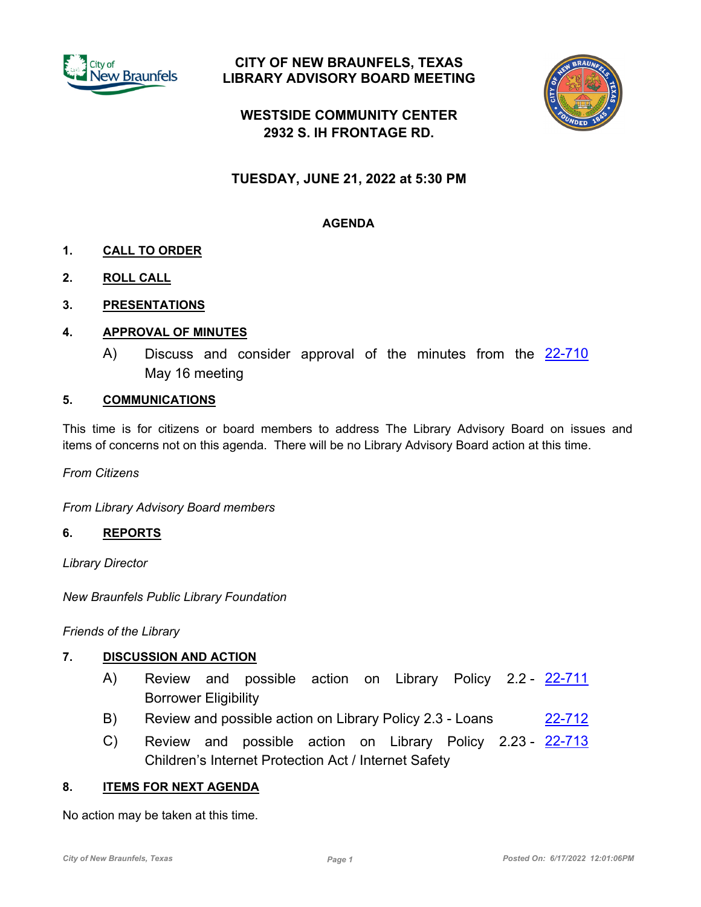# CITY OF NEW BRAUNFELS, TEXAS
# LIBRARY ADVISORY BOARD MEETING

## WESTSIDE COMMUNITY CENTER
## 2932 S. IH FRONTAGE RD.

## TUESDAY, JUNE 21, 2022 at 5:30 PM

### AGENDA

1. **CALL TO ORDER**

2. **ROLL CALL**

3. **PRESENTATIONS**

4. **APPROVAL OF MINUTES**

   A) Discuss and consider approval of the minutes from the May 16 meeting — 22-710

5. **COMMUNICATIONS**

This time is for citizens or board members to address The Library Advisory Board on issues and items of concerns not on this agenda. There will be no Library Advisory Board action at this time.

*From Citizens*

*From Library Advisory Board members*

6. **REPORTS**

*Library Director*

*New Braunfels Public Library Foundation*

*Friends of the Library*

7. **DISCUSSION AND ACTION**

   A) Review and possible action on Library Policy 2.2 - Borrower Eligibility — 22-711

   B) Review and possible action on Library Policy 2.3 - Loans — 22-712

   C) Review and possible action on Library Policy 2.23 - Children's Internet Protection Act / Internet Safety — 22-713

8. **ITEMS FOR NEXT AGENDA**

No action may be taken at this time.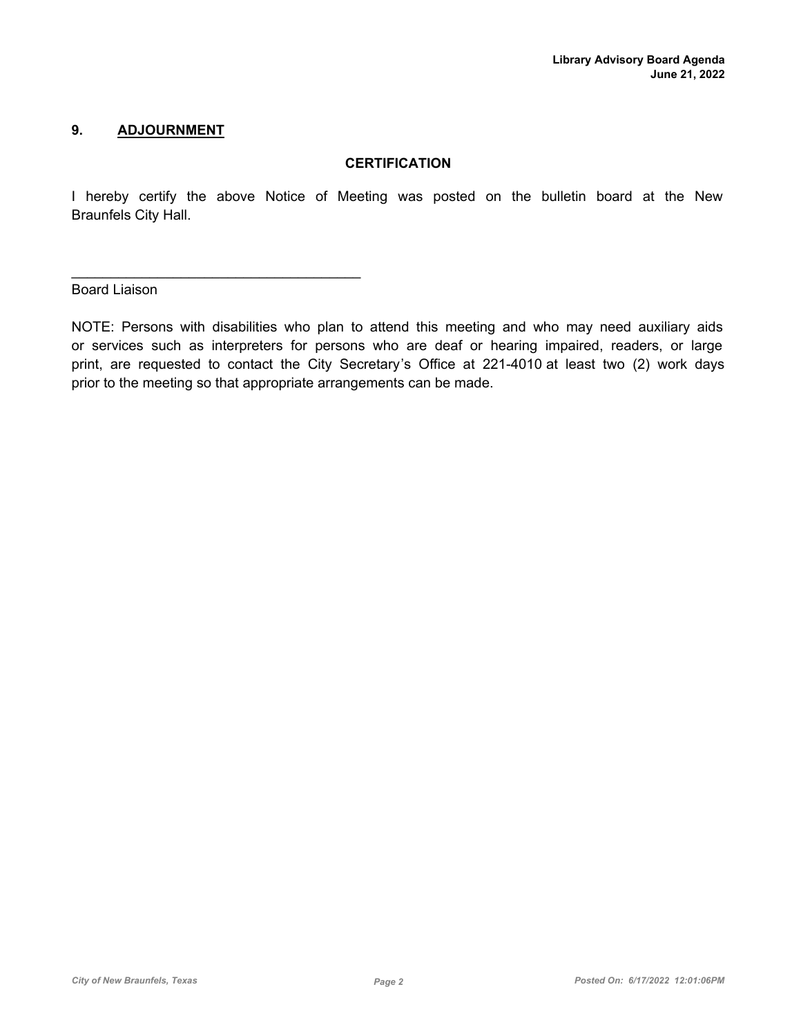## 9. ADJOURNMENT

**CERTIFICATION**

I hereby certify the above Notice of Meeting was posted on the bulletin board at the New Braunfels City Hall.

_____________________________________
Board Liaison

NOTE: Persons with disabilities who plan to attend this meeting and who may need auxiliary aids or services such as interpreters for persons who are deaf or hearing impaired, readers, or large print, are requested to contact the City Secretary's Office at 221-4010 at least two (2) work days prior to the meeting so that appropriate arrangements can be made.